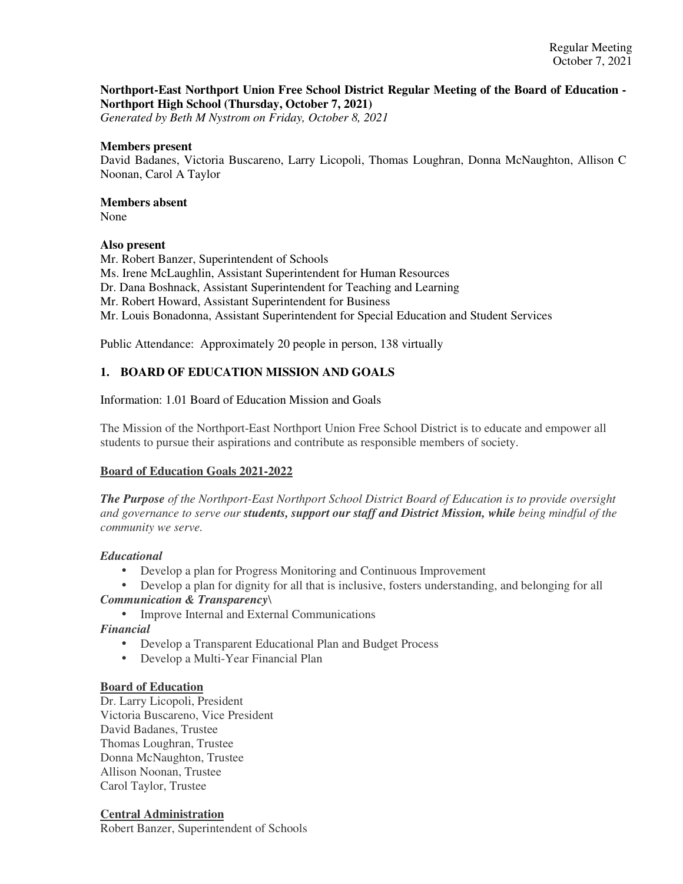**Northport-East Northport Union Free School District Regular Meeting of the Board of Education - Northport High School (Thursday, October 7, 2021)**
*Generated by Beth M Nystrom on Friday, October 8, 2021*

**Members present**
David Badanes, Victoria Buscareno, Larry Licopoli, Thomas Loughran, Donna McNaughton, Allison C Noonan, Carol A Taylor

**Members absent**
None

**Also present**
Mr. Robert Banzer, Superintendent of Schools
Ms. Irene McLaughlin, Assistant Superintendent for Human Resources
Dr. Dana Boshnack, Assistant Superintendent for Teaching and Learning
Mr. Robert Howard, Assistant Superintendent for Business
Mr. Louis Bonadonna, Assistant Superintendent for Special Education and Student Services

Public Attendance: Approximately 20 people in person, 138 virtually

## 1. BOARD OF EDUCATION MISSION AND GOALS

Information: 1.01 Board of Education Mission and Goals

The Mission of the Northport-East Northport Union Free School District is to educate and empower all students to pursue their aspirations and contribute as responsible members of society.

**Board of Education Goals 2021-2022**

***The Purpose*** *of the Northport-East Northport School District Board of Education is to provide oversight and governance to serve our* ***students, support our staff and District Mission, while*** *being mindful of the community we serve.*

***Educational***

- Develop a plan for Progress Monitoring and Continuous Improvement
- Develop a plan for dignity for all that is inclusive, fosters understanding, and belonging for all

***Communication & Transparency\***

- Improve Internal and External Communications

***Financial***

- Develop a Transparent Educational Plan and Budget Process
- Develop a Multi-Year Financial Plan

**Board of Education**
Dr. Larry Licopoli, President
Victoria Buscareno, Vice President
David Badanes, Trustee
Thomas Loughran, Trustee
Donna McNaughton, Trustee
Allison Noonan, Trustee
Carol Taylor, Trustee

**Central Administration**
Robert Banzer, Superintendent of Schools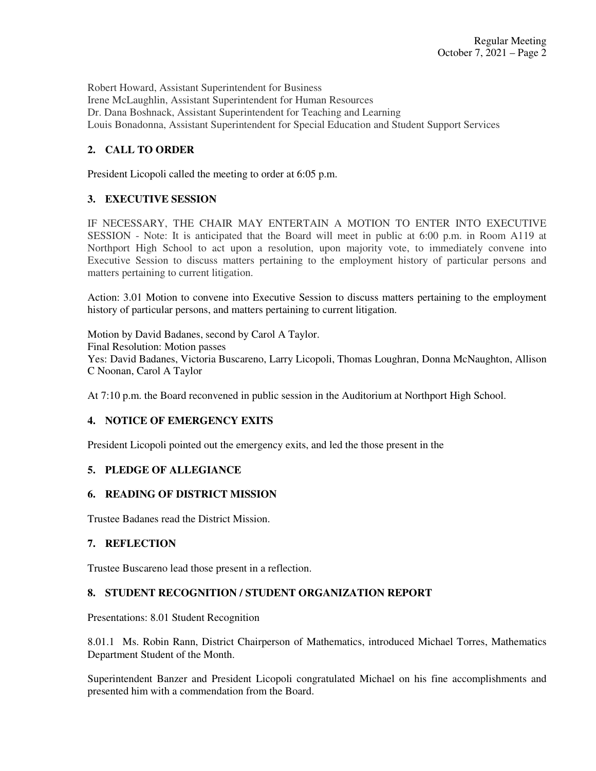Robert Howard, Assistant Superintendent for Business
Irene McLaughlin, Assistant Superintendent for Human Resources
Dr. Dana Boshnack, Assistant Superintendent for Teaching and Learning
Louis Bonadonna, Assistant Superintendent for Special Education and Student Support Services

## 2. CALL TO ORDER

President Licopoli called the meeting to order at 6:05 p.m.

## 3. EXECUTIVE SESSION

IF NECESSARY, THE CHAIR MAY ENTERTAIN A MOTION TO ENTER INTO EXECUTIVE SESSION - Note: It is anticipated that the Board will meet in public at 6:00 p.m. in Room A119 at Northport High School to act upon a resolution, upon majority vote, to immediately convene into Executive Session to discuss matters pertaining to the employment history of particular persons and matters pertaining to current litigation.

Action: 3.01 Motion to convene into Executive Session to discuss matters pertaining to the employment history of particular persons, and matters pertaining to current litigation.

Motion by David Badanes, second by Carol A Taylor.
Final Resolution: Motion passes
Yes: David Badanes, Victoria Buscareno, Larry Licopoli, Thomas Loughran, Donna McNaughton, Allison C Noonan, Carol A Taylor

At 7:10 p.m. the Board reconvened in public session in the Auditorium at Northport High School.

## 4. NOTICE OF EMERGENCY EXITS

President Licopoli pointed out the emergency exits, and led the those present in the

## 5. PLEDGE OF ALLEGIANCE

## 6. READING OF DISTRICT MISSION

Trustee Badanes read the District Mission.

## 7. REFLECTION

Trustee Buscareno lead those present in a reflection.

## 8. STUDENT RECOGNITION / STUDENT ORGANIZATION REPORT

Presentations: 8.01 Student Recognition

8.01.1 Ms. Robin Rann, District Chairperson of Mathematics, introduced Michael Torres, Mathematics Department Student of the Month.

Superintendent Banzer and President Licopoli congratulated Michael on his fine accomplishments and presented him with a commendation from the Board.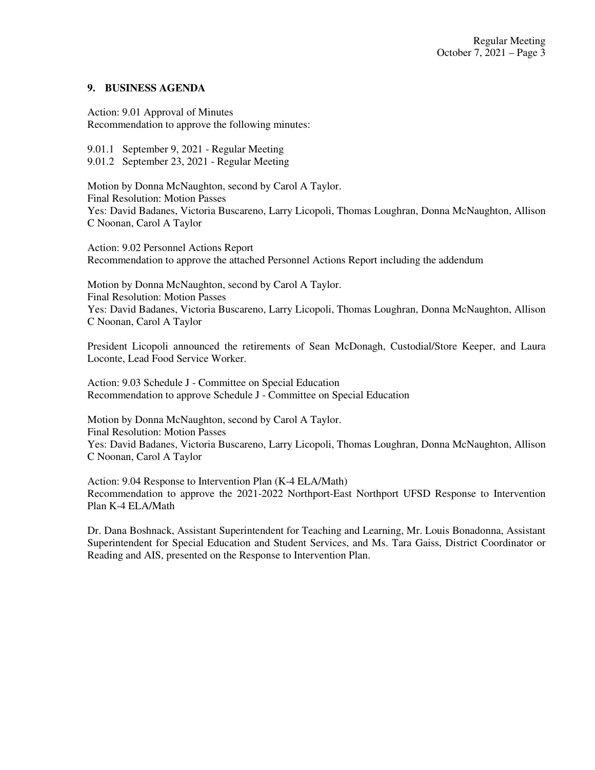## 9. BUSINESS AGENDA

Action: 9.01 Approval of Minutes
Recommendation to approve the following minutes:

9.01.1 September 9, 2021 - Regular Meeting
9.01.2 September 23, 2021 - Regular Meeting

Motion by Donna McNaughton, second by Carol A Taylor.
Final Resolution: Motion Passes
Yes: David Badanes, Victoria Buscareno, Larry Licopoli, Thomas Loughran, Donna McNaughton, Allison C Noonan, Carol A Taylor

Action: 9.02 Personnel Actions Report
Recommendation to approve the attached Personnel Actions Report including the addendum

Motion by Donna McNaughton, second by Carol A Taylor.
Final Resolution: Motion Passes
Yes: David Badanes, Victoria Buscareno, Larry Licopoli, Thomas Loughran, Donna McNaughton, Allison C Noonan, Carol A Taylor

President Licopoli announced the retirements of Sean McDonagh, Custodial/Store Keeper, and Laura Loconte, Lead Food Service Worker.

Action: 9.03 Schedule J - Committee on Special Education
Recommendation to approve Schedule J - Committee on Special Education

Motion by Donna McNaughton, second by Carol A Taylor.
Final Resolution: Motion Passes
Yes: David Badanes, Victoria Buscareno, Larry Licopoli, Thomas Loughran, Donna McNaughton, Allison C Noonan, Carol A Taylor

Action: 9.04 Response to Intervention Plan (K-4 ELA/Math)
Recommendation to approve the 2021-2022 Northport-East Northport UFSD Response to Intervention Plan K-4 ELA/Math

Dr. Dana Boshnack, Assistant Superintendent for Teaching and Learning, Mr. Louis Bonadonna, Assistant Superintendent for Special Education and Student Services, and Ms. Tara Gaiss, District Coordinator or Reading and AIS, presented on the Response to Intervention Plan.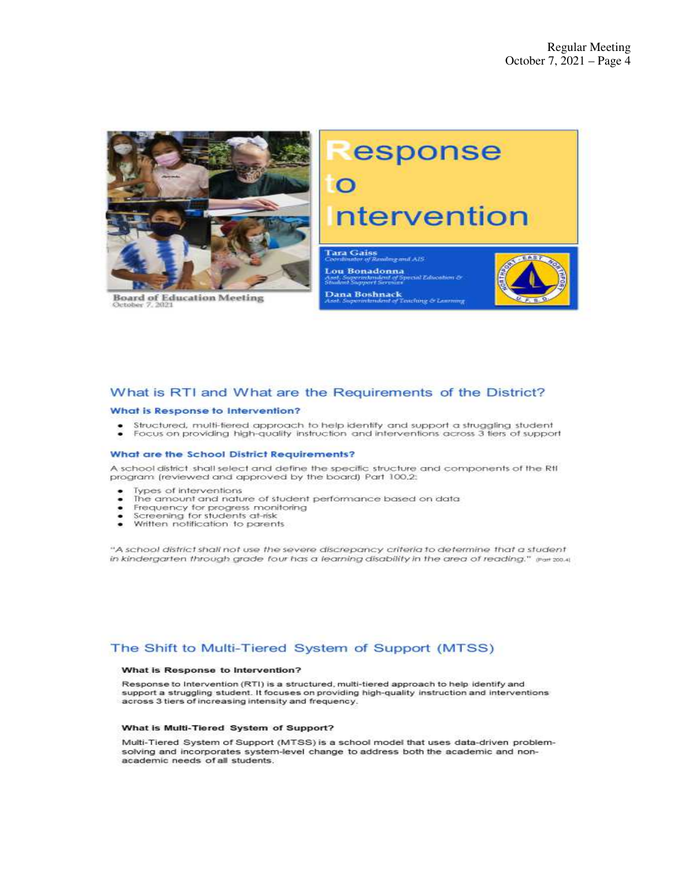# Response to Intervention

**Tara Gaiss**
*Coordinator of Reading and AIS*

**Lou Bonadonna**
*Asst. Superintendent of Special Education & Student Support Services*

**Dana Boshnack**
*Asst. Superintendent of Teaching & Learning*

**Board of Education Meeting**
October 7, 2021

## What is RTI and What are the Requirements of the District?

### What is Response to Intervention?

- Structured, multi-tiered approach to help identify and support a struggling student
- Focus on providing high-quality instruction and interventions across 3 tiers of support

### What are the School District Requirements?

A school district shall select and define the specific structure and components of the RtI program (reviewed and approved by the board) Part 100.2:

- Types of interventions
- The amount and nature of student performance based on data
- Frequency for progress monitoring
- Screening for students at-risk
- Written notification to parents

*"A school district shall not use the severe discrepancy criteria to determine that a student in kindergarten through grade four has a learning disability in the area of reading."* (Part 200.4)

## The Shift to Multi-Tiered System of Support (MTSS)

**What is Response to Intervention?**

Response to Intervention (RTI) is a structured, multi-tiered approach to help identify and support a struggling student. It focuses on providing high-quality instruction and interventions across 3 tiers of increasing intensity and frequency.

**What is Multi-Tiered System of Support?**

Multi-Tiered System of Support (MTSS) is a school model that uses data-driven problem-solving and incorporates system-level change to address both the academic and non-academic needs of all students.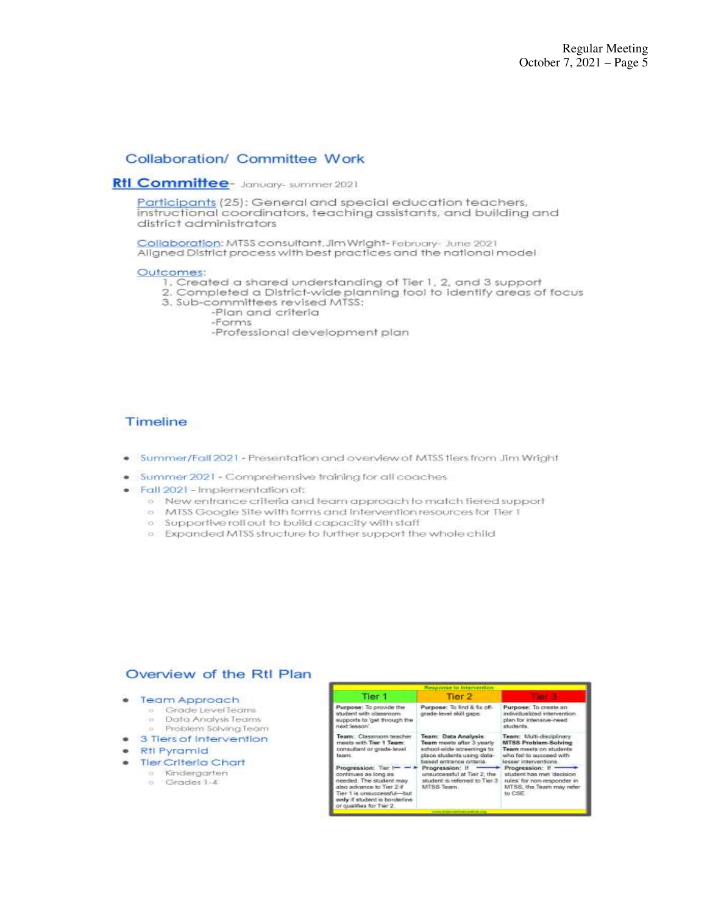## Collaboration/ Committee Work

**RtI Committee**- January- summer 2021

Participants (25): General and special education teachers, instructional coordinators, teaching assistants, and building and district administrators

Collaboration: MTSS consultant, Jim Wright- February- June 2021
Aligned District process with best practices and the national model

Outcomes:

1. Created a shared understanding of Tier 1, 2, and 3 support
2. Completed a District-wide planning tool to identify areas of focus
3. Sub-committees revised MTSS:
   - -Plan and criteria
   - -Forms
   - -Professional development plan

## Timeline

- Summer/Fall 2021 - Presentation and overview of MTSS tiers from Jim Wright
- Summer 2021 - Comprehensive training for all coaches
- Fall 2021 – Implementation of:
  - New entrance criteria and team approach to match tiered support
  - MTSS Google Site with forms and intervention resources for Tier 1
  - Supportive roll out to build capacity with staff
  - Expanded MTSS structure to further support the whole child

## Overview of the RtI Plan

- Team Approach
  - Grade Level Teams
  - Data Analysis Teams
  - Problem Solving Team
- 3 Tiers of Intervention
- RtI Pyramid
- Tier Criteria Chart
  - Kindergarten
  - Grades 1-4

Response to Intervention

| Tier 1 | Tier 2 | Tier 3 |
|---|---|---|
| **Purpose:** To provide the student with classroom supports to 'get through the next lesson'. | **Purpose:** To find & fix off-grade-level skill gaps. | **Purpose:** To create an individualized intervention plan for intensive-need students. |
| **Team:** Classroom teacher meets with **Tier 1 Team:** consultant or grade-level team. | **Team: Data Analysis Team** meets after 3 yearly school-wide screenings to place students using data-based entrance criteria. | **Team:** Multi-disciplinary **MTSS Problem-Solving Team** meets on students who fail to succeed with lesser interventions. |
| **Progression:** Tier 1 continues as long as needed. The student may also advance to Tier 2 if Tier 1 is unsuccessful—but **only** if student is borderline or qualifies for Tier 2. | **Progression:** If unsuccessful at Tier 2, the student is referred to Tier 3 MTSS Team. | **Progression:** If student has met 'decision rules' for non-responder in MTSS, the Team may refer to CSE. |

www.interventioncentral.org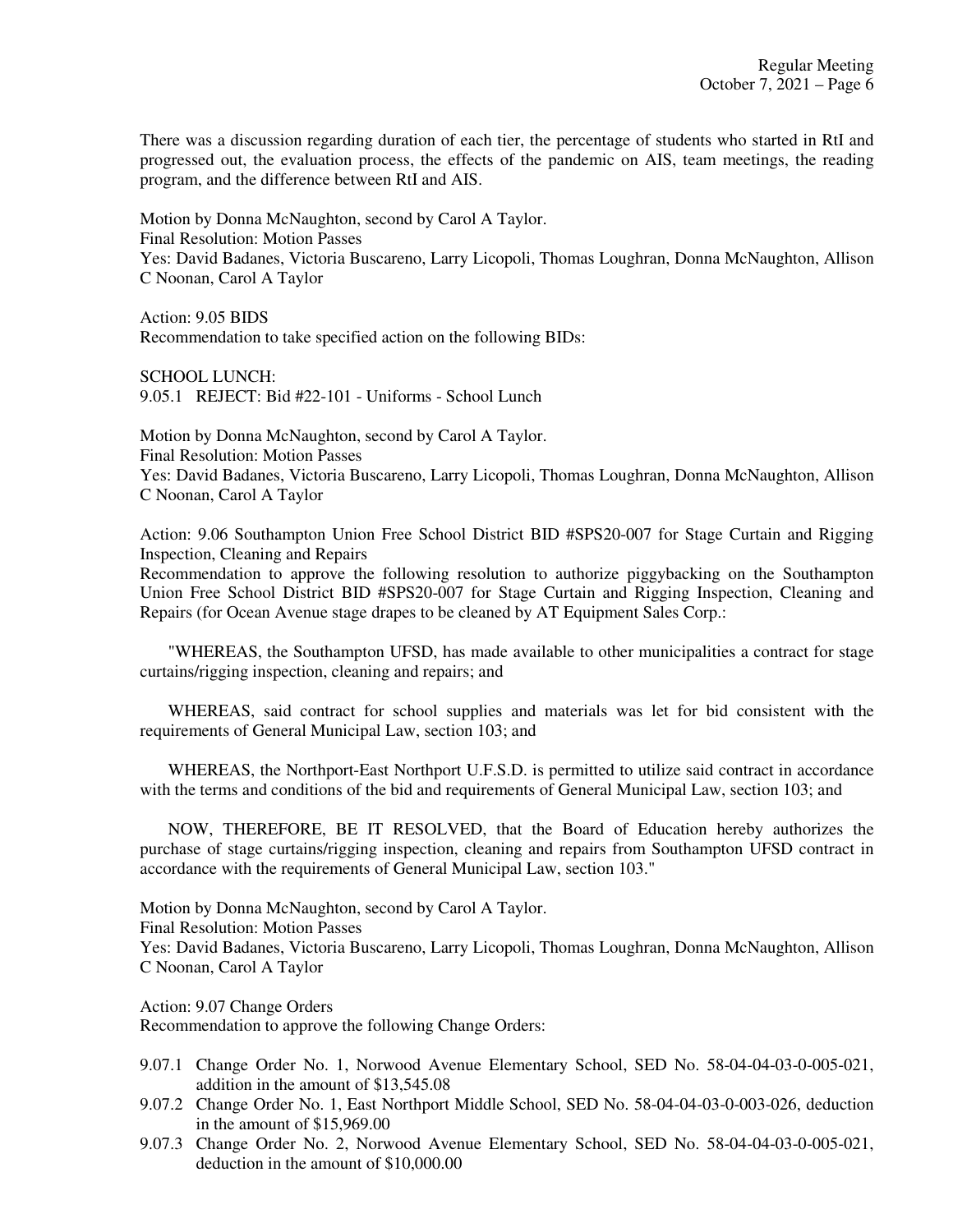There was a discussion regarding duration of each tier, the percentage of students who started in RtI and progressed out, the evaluation process, the effects of the pandemic on AIS, team meetings, the reading program, and the difference between RtI and AIS.

Motion by Donna McNaughton, second by Carol A Taylor.
Final Resolution: Motion Passes
Yes: David Badanes, Victoria Buscareno, Larry Licopoli, Thomas Loughran, Donna McNaughton, Allison C Noonan, Carol A Taylor

Action: 9.05 BIDS
Recommendation to take specified action on the following BIDs:

SCHOOL LUNCH:
9.05.1 REJECT: Bid #22-101 - Uniforms - School Lunch

Motion by Donna McNaughton, second by Carol A Taylor.
Final Resolution: Motion Passes
Yes: David Badanes, Victoria Buscareno, Larry Licopoli, Thomas Loughran, Donna McNaughton, Allison C Noonan, Carol A Taylor

Action: 9.06 Southampton Union Free School District BID #SPS20-007 for Stage Curtain and Rigging Inspection, Cleaning and Repairs
Recommendation to approve the following resolution to authorize piggybacking on the Southampton Union Free School District BID #SPS20-007 for Stage Curtain and Rigging Inspection, Cleaning and Repairs (for Ocean Avenue stage drapes to be cleaned by AT Equipment Sales Corp.:

"WHEREAS, the Southampton UFSD, has made available to other municipalities a contract for stage curtains/rigging inspection, cleaning and repairs; and

WHEREAS, said contract for school supplies and materials was let for bid consistent with the requirements of General Municipal Law, section 103; and

WHEREAS, the Northport-East Northport U.F.S.D. is permitted to utilize said contract in accordance with the terms and conditions of the bid and requirements of General Municipal Law, section 103; and

NOW, THEREFORE, BE IT RESOLVED, that the Board of Education hereby authorizes the purchase of stage curtains/rigging inspection, cleaning and repairs from Southampton UFSD contract in accordance with the requirements of General Municipal Law, section 103."

Motion by Donna McNaughton, second by Carol A Taylor.
Final Resolution: Motion Passes
Yes: David Badanes, Victoria Buscareno, Larry Licopoli, Thomas Loughran, Donna McNaughton, Allison C Noonan, Carol A Taylor

Action: 9.07 Change Orders
Recommendation to approve the following Change Orders:

- 9.07.1 Change Order No. 1, Norwood Avenue Elementary School, SED No. 58-04-04-03-0-005-021, addition in the amount of $13,545.08
- 9.07.2 Change Order No. 1, East Northport Middle School, SED No. 58-04-04-03-0-003-026, deduction in the amount of $15,969.00
- 9.07.3 Change Order No. 2, Norwood Avenue Elementary School, SED No. 58-04-04-03-0-005-021, deduction in the amount of $10,000.00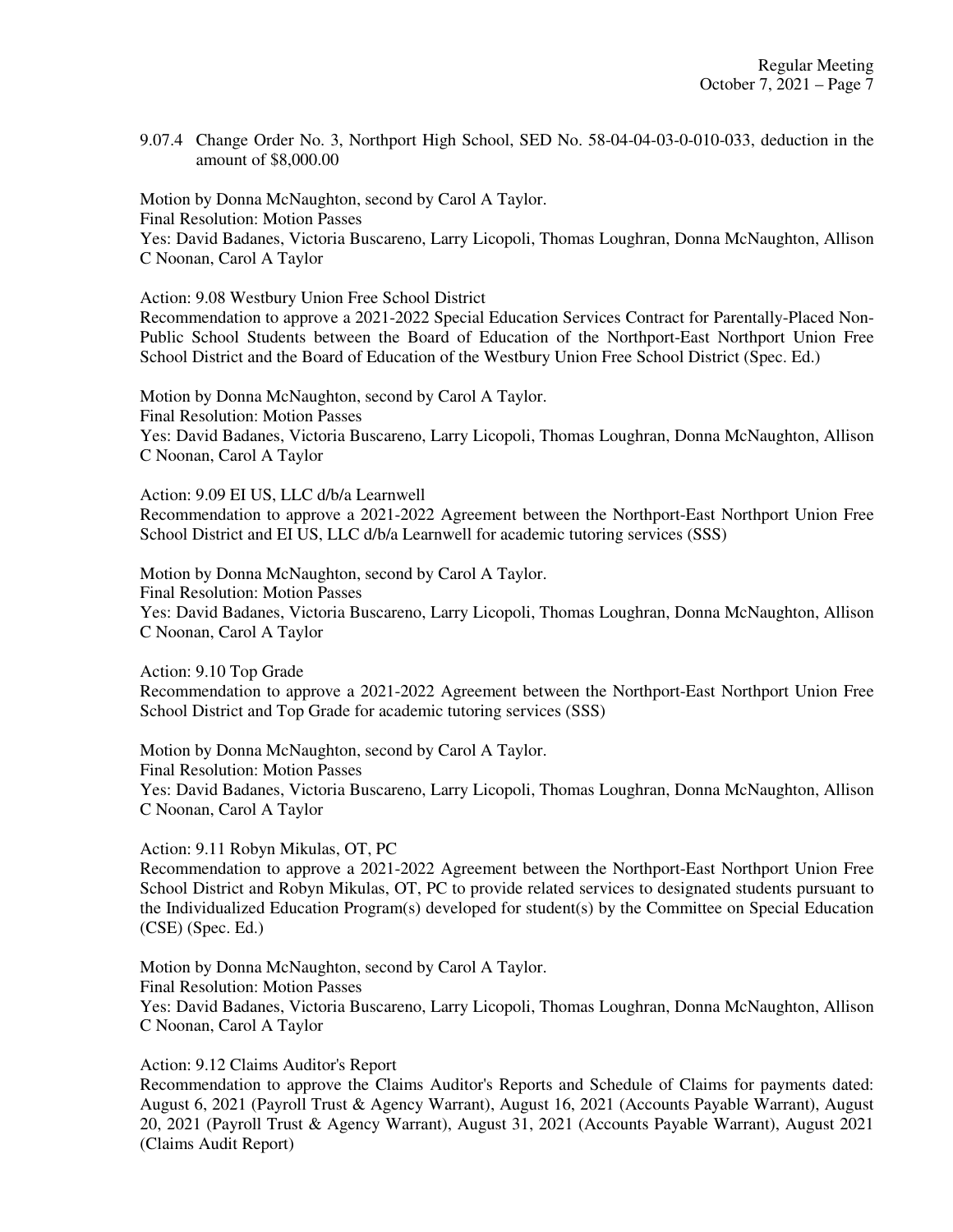9.07.4 Change Order No. 3, Northport High School, SED No. 58-04-04-03-0-010-033, deduction in the amount of $8,000.00

Motion by Donna McNaughton, second by Carol A Taylor.
Final Resolution: Motion Passes
Yes: David Badanes, Victoria Buscareno, Larry Licopoli, Thomas Loughran, Donna McNaughton, Allison C Noonan, Carol A Taylor

Action: 9.08 Westbury Union Free School District
Recommendation to approve a 2021-2022 Special Education Services Contract for Parentally-Placed Non-Public School Students between the Board of Education of the Northport-East Northport Union Free School District and the Board of Education of the Westbury Union Free School District (Spec. Ed.)

Motion by Donna McNaughton, second by Carol A Taylor.
Final Resolution: Motion Passes
Yes: David Badanes, Victoria Buscareno, Larry Licopoli, Thomas Loughran, Donna McNaughton, Allison C Noonan, Carol A Taylor

Action: 9.09 EI US, LLC d/b/a Learnwell
Recommendation to approve a 2021-2022 Agreement between the Northport-East Northport Union Free School District and EI US, LLC d/b/a Learnwell for academic tutoring services (SSS)

Motion by Donna McNaughton, second by Carol A Taylor.
Final Resolution: Motion Passes
Yes: David Badanes, Victoria Buscareno, Larry Licopoli, Thomas Loughran, Donna McNaughton, Allison C Noonan, Carol A Taylor

Action: 9.10 Top Grade
Recommendation to approve a 2021-2022 Agreement between the Northport-East Northport Union Free School District and Top Grade for academic tutoring services (SSS)

Motion by Donna McNaughton, second by Carol A Taylor.
Final Resolution: Motion Passes
Yes: David Badanes, Victoria Buscareno, Larry Licopoli, Thomas Loughran, Donna McNaughton, Allison C Noonan, Carol A Taylor

Action: 9.11 Robyn Mikulas, OT, PC
Recommendation to approve a 2021-2022 Agreement between the Northport-East Northport Union Free School District and Robyn Mikulas, OT, PC to provide related services to designated students pursuant to the Individualized Education Program(s) developed for student(s) by the Committee on Special Education (CSE) (Spec. Ed.)

Motion by Donna McNaughton, second by Carol A Taylor.
Final Resolution: Motion Passes
Yes: David Badanes, Victoria Buscareno, Larry Licopoli, Thomas Loughran, Donna McNaughton, Allison C Noonan, Carol A Taylor

Action: 9.12 Claims Auditor's Report
Recommendation to approve the Claims Auditor's Reports and Schedule of Claims for payments dated: August 6, 2021 (Payroll Trust & Agency Warrant), August 16, 2021 (Accounts Payable Warrant), August 20, 2021 (Payroll Trust & Agency Warrant), August 31, 2021 (Accounts Payable Warrant), August 2021 (Claims Audit Report)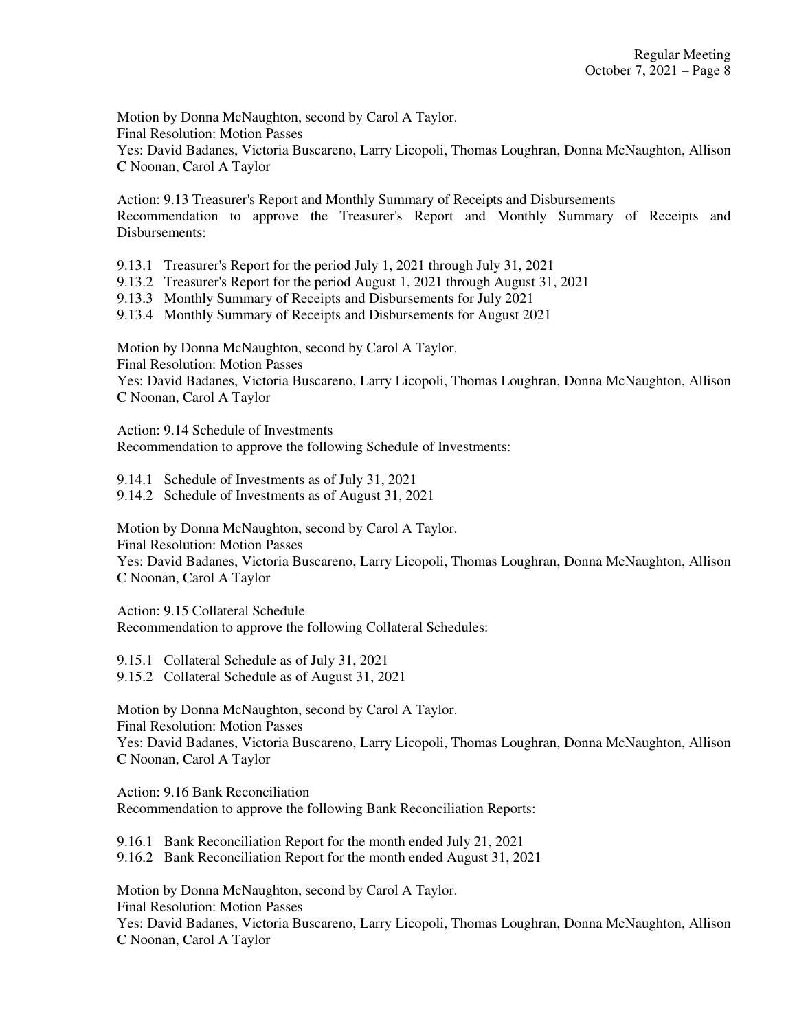Motion by Donna McNaughton, second by Carol A Taylor.
Final Resolution: Motion Passes
Yes: David Badanes, Victoria Buscareno, Larry Licopoli, Thomas Loughran, Donna McNaughton, Allison C Noonan, Carol A Taylor

Action: 9.13 Treasurer's Report and Monthly Summary of Receipts and Disbursements
Recommendation to approve the Treasurer's Report and Monthly Summary of Receipts and Disbursements:

9.13.1 Treasurer's Report for the period July 1, 2021 through July 31, 2021
9.13.2 Treasurer's Report for the period August 1, 2021 through August 31, 2021
9.13.3 Monthly Summary of Receipts and Disbursements for July 2021
9.13.4 Monthly Summary of Receipts and Disbursements for August 2021

Motion by Donna McNaughton, second by Carol A Taylor.
Final Resolution: Motion Passes
Yes: David Badanes, Victoria Buscareno, Larry Licopoli, Thomas Loughran, Donna McNaughton, Allison C Noonan, Carol A Taylor

Action: 9.14 Schedule of Investments
Recommendation to approve the following Schedule of Investments:

9.14.1 Schedule of Investments as of July 31, 2021
9.14.2 Schedule of Investments as of August 31, 2021

Motion by Donna McNaughton, second by Carol A Taylor.
Final Resolution: Motion Passes
Yes: David Badanes, Victoria Buscareno, Larry Licopoli, Thomas Loughran, Donna McNaughton, Allison C Noonan, Carol A Taylor

Action: 9.15 Collateral Schedule
Recommendation to approve the following Collateral Schedules:

9.15.1 Collateral Schedule as of July 31, 2021
9.15.2 Collateral Schedule as of August 31, 2021

Motion by Donna McNaughton, second by Carol A Taylor.
Final Resolution: Motion Passes
Yes: David Badanes, Victoria Buscareno, Larry Licopoli, Thomas Loughran, Donna McNaughton, Allison C Noonan, Carol A Taylor

Action: 9.16 Bank Reconciliation
Recommendation to approve the following Bank Reconciliation Reports:

9.16.1 Bank Reconciliation Report for the month ended July 21, 2021
9.16.2 Bank Reconciliation Report for the month ended August 31, 2021

Motion by Donna McNaughton, second by Carol A Taylor.
Final Resolution: Motion Passes
Yes: David Badanes, Victoria Buscareno, Larry Licopoli, Thomas Loughran, Donna McNaughton, Allison C Noonan, Carol A Taylor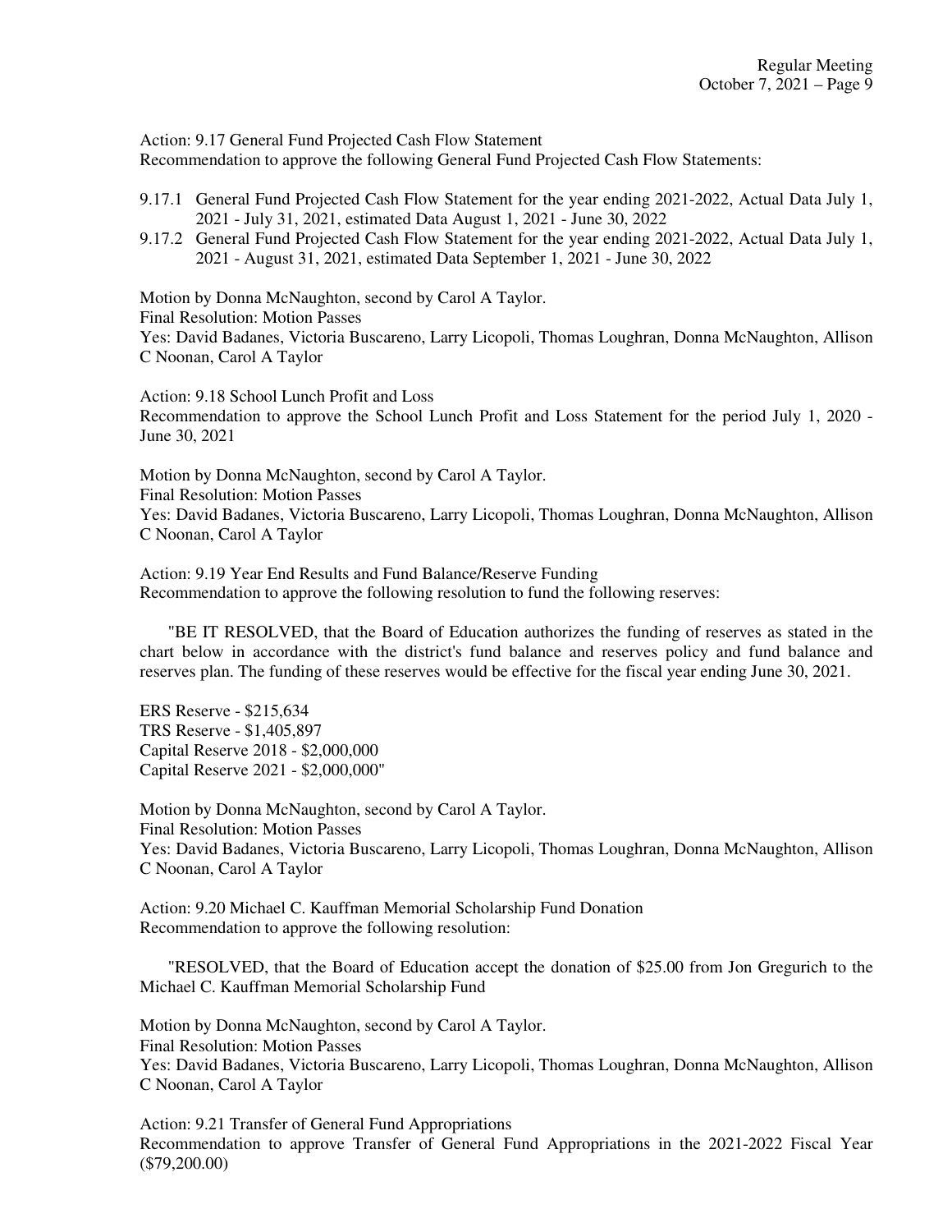Action: 9.17 General Fund Projected Cash Flow Statement
Recommendation to approve the following General Fund Projected Cash Flow Statements:

9.17.1 General Fund Projected Cash Flow Statement for the year ending 2021-2022, Actual Data July 1, 2021 - July 31, 2021, estimated Data August 1, 2021 - June 30, 2022

9.17.2 General Fund Projected Cash Flow Statement for the year ending 2021-2022, Actual Data July 1, 2021 - August 31, 2021, estimated Data September 1, 2021 - June 30, 2022

Motion by Donna McNaughton, second by Carol A Taylor.
Final Resolution: Motion Passes
Yes: David Badanes, Victoria Buscareno, Larry Licopoli, Thomas Loughran, Donna McNaughton, Allison C Noonan, Carol A Taylor

Action: 9.18 School Lunch Profit and Loss
Recommendation to approve the School Lunch Profit and Loss Statement for the period July 1, 2020 - June 30, 2021

Motion by Donna McNaughton, second by Carol A Taylor.
Final Resolution: Motion Passes
Yes: David Badanes, Victoria Buscareno, Larry Licopoli, Thomas Loughran, Donna McNaughton, Allison C Noonan, Carol A Taylor

Action: 9.19 Year End Results and Fund Balance/Reserve Funding
Recommendation to approve the following resolution to fund the following reserves:

"BE IT RESOLVED, that the Board of Education authorizes the funding of reserves as stated in the chart below in accordance with the district's fund balance and reserves policy and fund balance and reserves plan. The funding of these reserves would be effective for the fiscal year ending June 30, 2021.

ERS Reserve - $215,634
TRS Reserve - $1,405,897
Capital Reserve 2018 - $2,000,000
Capital Reserve 2021 - $2,000,000"

Motion by Donna McNaughton, second by Carol A Taylor.
Final Resolution: Motion Passes
Yes: David Badanes, Victoria Buscareno, Larry Licopoli, Thomas Loughran, Donna McNaughton, Allison C Noonan, Carol A Taylor

Action: 9.20 Michael C. Kauffman Memorial Scholarship Fund Donation
Recommendation to approve the following resolution:

"RESOLVED, that the Board of Education accept the donation of $25.00 from Jon Gregurich to the Michael C. Kauffman Memorial Scholarship Fund

Motion by Donna McNaughton, second by Carol A Taylor.
Final Resolution: Motion Passes
Yes: David Badanes, Victoria Buscareno, Larry Licopoli, Thomas Loughran, Donna McNaughton, Allison C Noonan, Carol A Taylor

Action: 9.21 Transfer of General Fund Appropriations
Recommendation to approve Transfer of General Fund Appropriations in the 2021-2022 Fiscal Year ($79,200.00)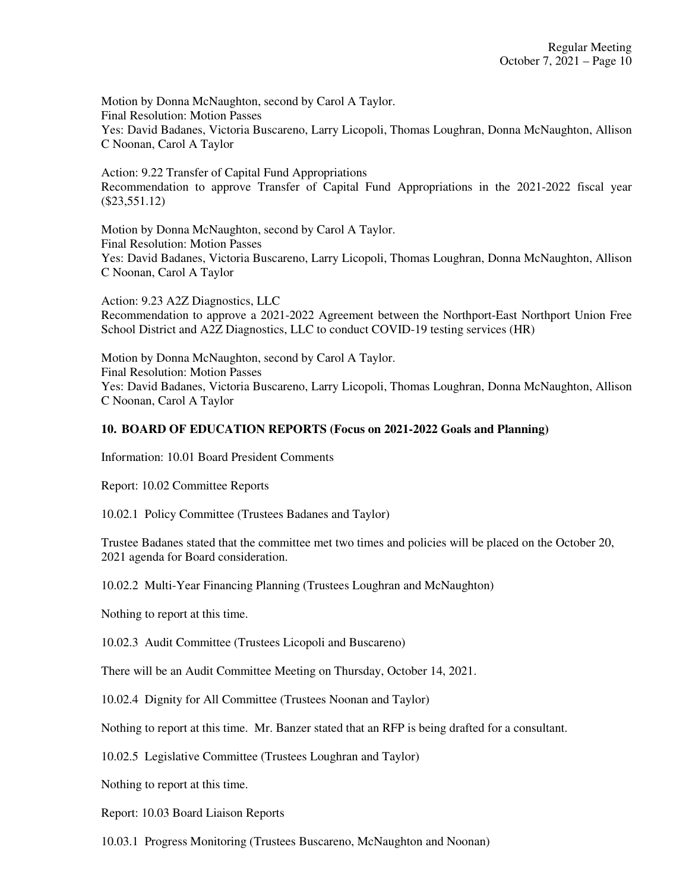Motion by Donna McNaughton, second by Carol A Taylor.
Final Resolution: Motion Passes
Yes: David Badanes, Victoria Buscareno, Larry Licopoli, Thomas Loughran, Donna McNaughton, Allison C Noonan, Carol A Taylor

Action: 9.22 Transfer of Capital Fund Appropriations
Recommendation to approve Transfer of Capital Fund Appropriations in the 2021-2022 fiscal year ($23,551.12)

Motion by Donna McNaughton, second by Carol A Taylor.
Final Resolution: Motion Passes
Yes: David Badanes, Victoria Buscareno, Larry Licopoli, Thomas Loughran, Donna McNaughton, Allison C Noonan, Carol A Taylor

Action: 9.23 A2Z Diagnostics, LLC
Recommendation to approve a 2021-2022 Agreement between the Northport-East Northport Union Free School District and A2Z Diagnostics, LLC to conduct COVID-19 testing services (HR)

Motion by Donna McNaughton, second by Carol A Taylor.
Final Resolution: Motion Passes
Yes: David Badanes, Victoria Buscareno, Larry Licopoli, Thomas Loughran, Donna McNaughton, Allison C Noonan, Carol A Taylor

## 10. BOARD OF EDUCATION REPORTS (Focus on 2021-2022 Goals and Planning)

Information: 10.01 Board President Comments

Report: 10.02 Committee Reports

10.02.1 Policy Committee (Trustees Badanes and Taylor)

Trustee Badanes stated that the committee met two times and policies will be placed on the October 20, 2021 agenda for Board consideration.

10.02.2 Multi-Year Financing Planning (Trustees Loughran and McNaughton)

Nothing to report at this time.

10.02.3 Audit Committee (Trustees Licopoli and Buscareno)

There will be an Audit Committee Meeting on Thursday, October 14, 2021.

10.02.4 Dignity for All Committee (Trustees Noonan and Taylor)

Nothing to report at this time. Mr. Banzer stated that an RFP is being drafted for a consultant.

10.02.5 Legislative Committee (Trustees Loughran and Taylor)

Nothing to report at this time.

Report: 10.03 Board Liaison Reports

10.03.1 Progress Monitoring (Trustees Buscareno, McNaughton and Noonan)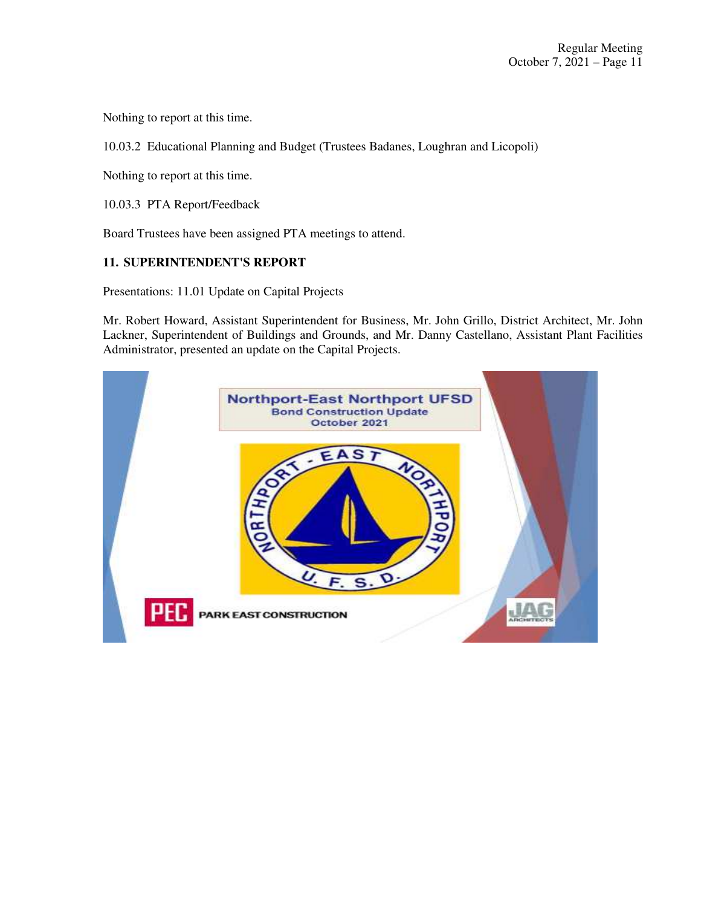Nothing to report at this time.

10.03.2 Educational Planning and Budget (Trustees Badanes, Loughran and Licopoli)

Nothing to report at this time.

10.03.3 PTA Report/Feedback

Board Trustees have been assigned PTA meetings to attend.

**11. SUPERINTENDENT'S REPORT**

Presentations: 11.01 Update on Capital Projects

Mr. Robert Howard, Assistant Superintendent for Business, Mr. John Grillo, District Architect, Mr. John Lackner, Superintendent of Buildings and Grounds, and Mr. Danny Castellano, Assistant Plant Facilities Administrator, presented an update on the Capital Projects.

Northport-East Northport UFSD
Bond Construction Update
October 2021

PEC PARK EAST CONSTRUCTION

JAG ARCHITECTS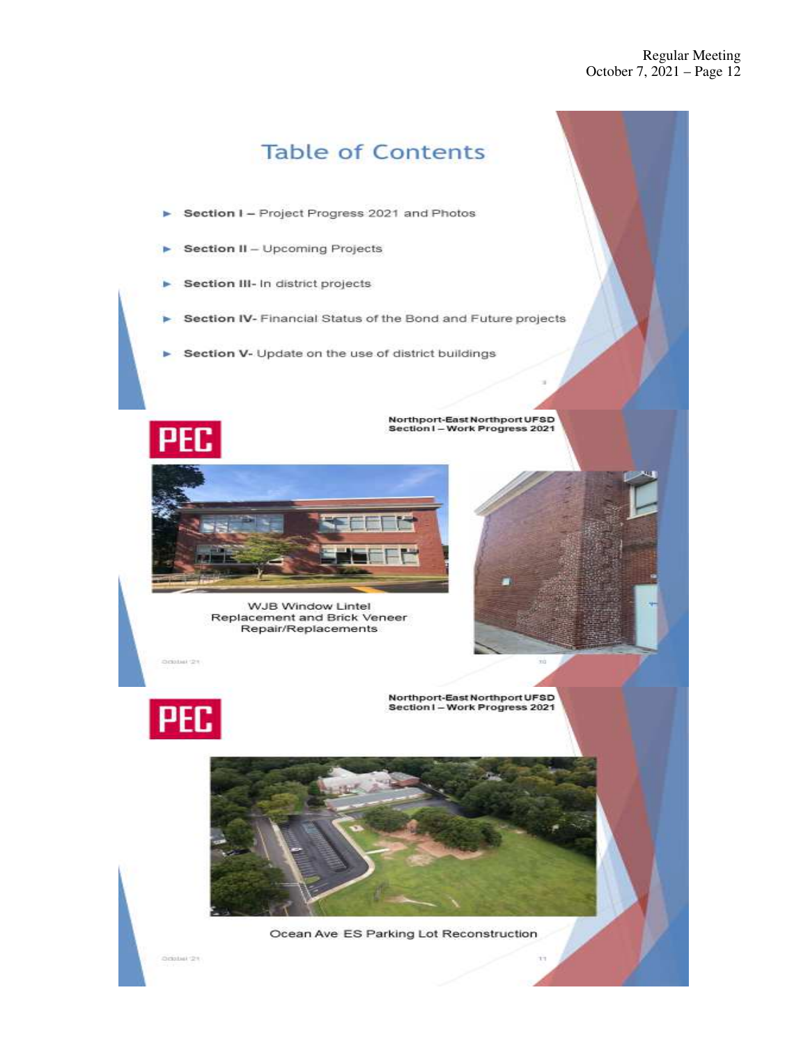## Table of Contents

- **Section I –** Project Progress 2021 and Photos
- **Section II** – Upcoming Projects
- **Section III-** In district projects
- **Section IV-** Financial Status of the Bond and Future projects
- **Section V-** Update on the use of district buildings

PEC

**Northport-East Northport UFSD**
**Section I – Work Progress 2021**

WJB Window Lintel Replacement and Brick Veneer Repair/Replacements

PEC

**Northport-East Northport UFSD**
**Section I – Work Progress 2021**

Ocean Ave ES Parking Lot Reconstruction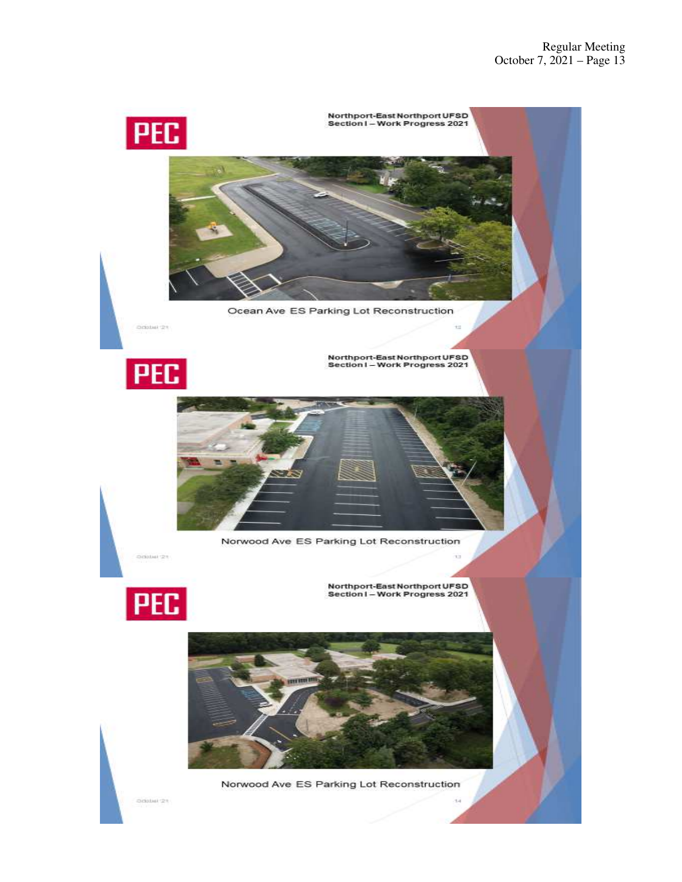PEC

Northport-East Northport UFSD
Section I – Work Progress 2021

Ocean Ave ES Parking Lot Reconstruction

PEC

Northport-East Northport UFSD
Section I – Work Progress 2021

Norwood Ave ES Parking Lot Reconstruction

PEC

Northport-East Northport UFSD
Section I – Work Progress 2021

Norwood Ave ES Parking Lot Reconstruction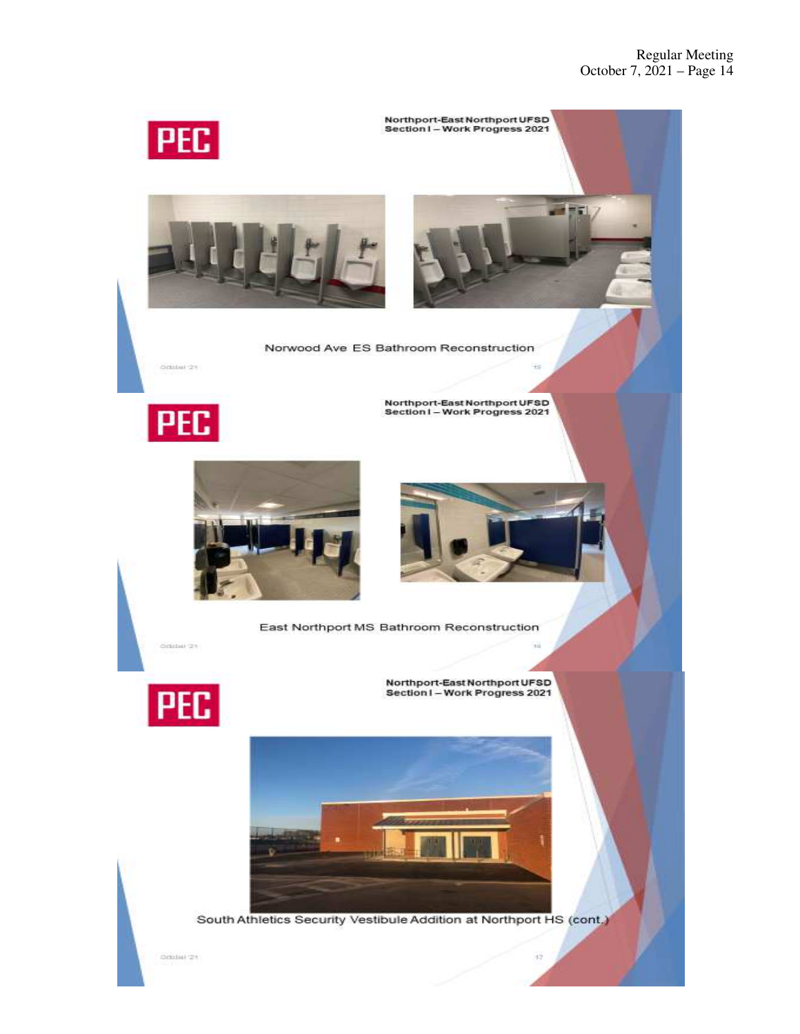PEC

Northport-East Northport UFSD
Section I – Work Progress 2021

Norwood Ave ES Bathroom Reconstruction

PEC

Northport-East Northport UFSD
Section I – Work Progress 2021

East Northport MS Bathroom Reconstruction

PEC

Northport-East Northport UFSD
Section I – Work Progress 2021

South Athletics Security Vestibule Addition at Northport HS (cont.)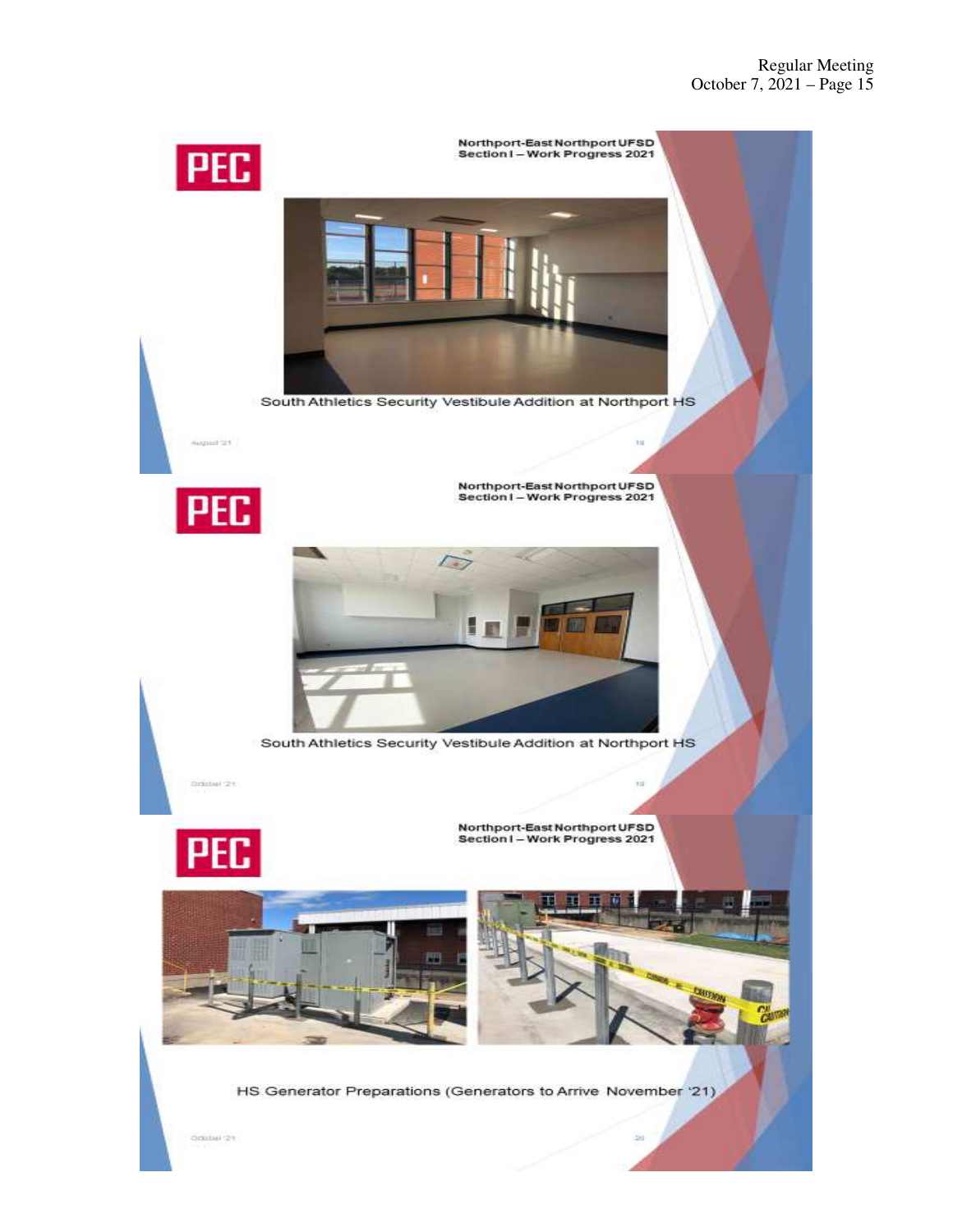Northport-East Northport UFSD
Section I – Work Progress 2021

South Athletics Security Vestibule Addition at Northport HS

Northport-East Northport UFSD
Section I – Work Progress 2021

South Athletics Security Vestibule Addition at Northport HS

Northport-East Northport UFSD
Section I – Work Progress 2021

HS Generator Preparations (Generators to Arrive November '21)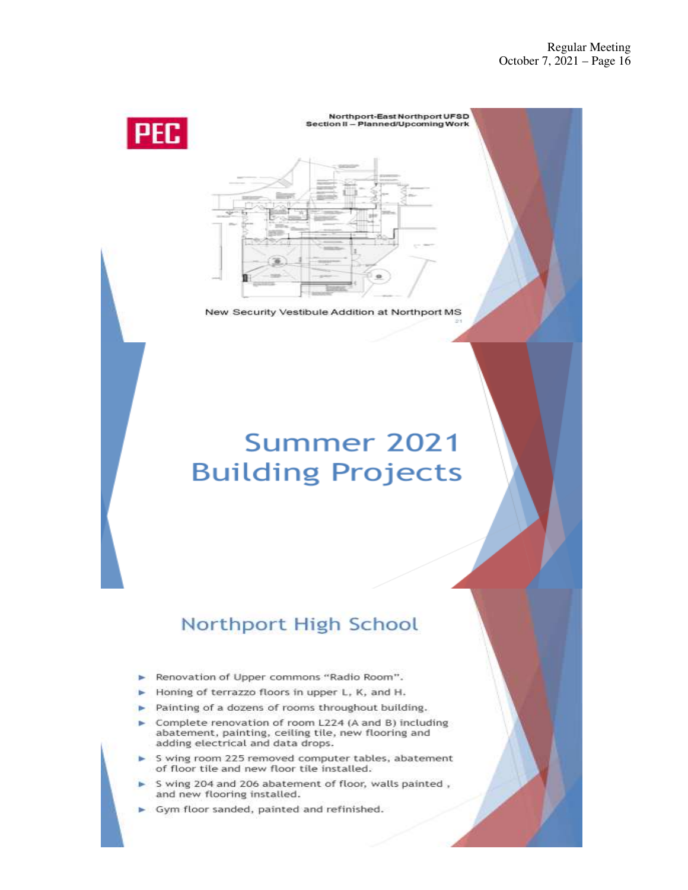PEC

Northport-East Northport UFSD
Section II – Planned/Upcoming Work

New Security Vestibule Addition at Northport MS

# Summer 2021 Building Projects

## Northport High School

- Renovation of Upper commons "Radio Room".
- Honing of terrazzo floors in upper L, K, and H.
- Painting of a dozens of rooms throughout building.
- Complete renovation of room L224 (A and B) including abatement, painting, ceiling tile, new flooring and adding electrical and data drops.
- S wing room 225 removed computer tables, abatement of floor tile and new floor tile installed.
- S wing 204 and 206 abatement of floor, walls painted , and new flooring installed.
- Gym floor sanded, painted and refinished.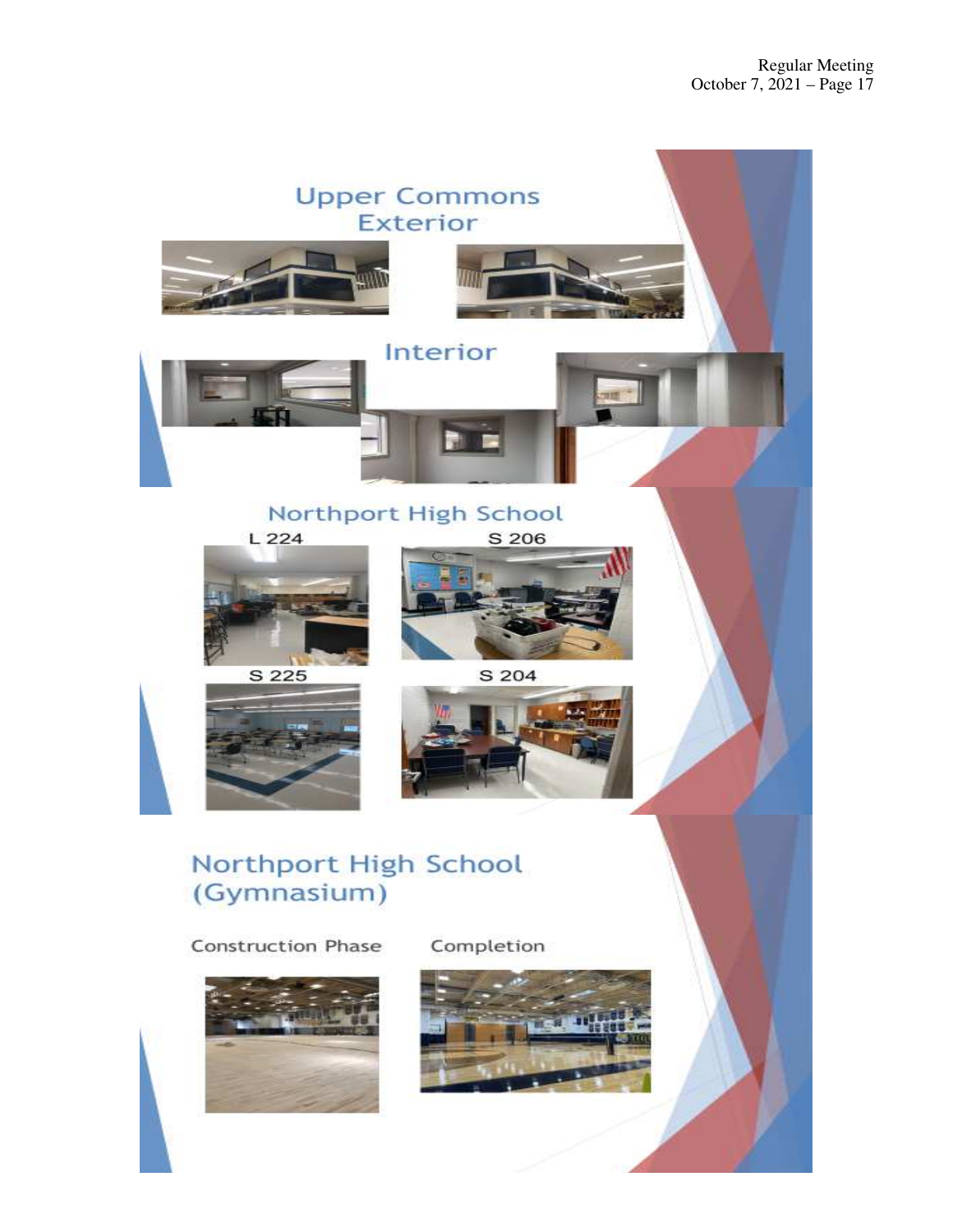## Upper Commons

### Exterior

### Interior

## Northport High School

L 224

S 206

S 225

S 204

## Northport High School (Gymnasium)

Construction Phase

Completion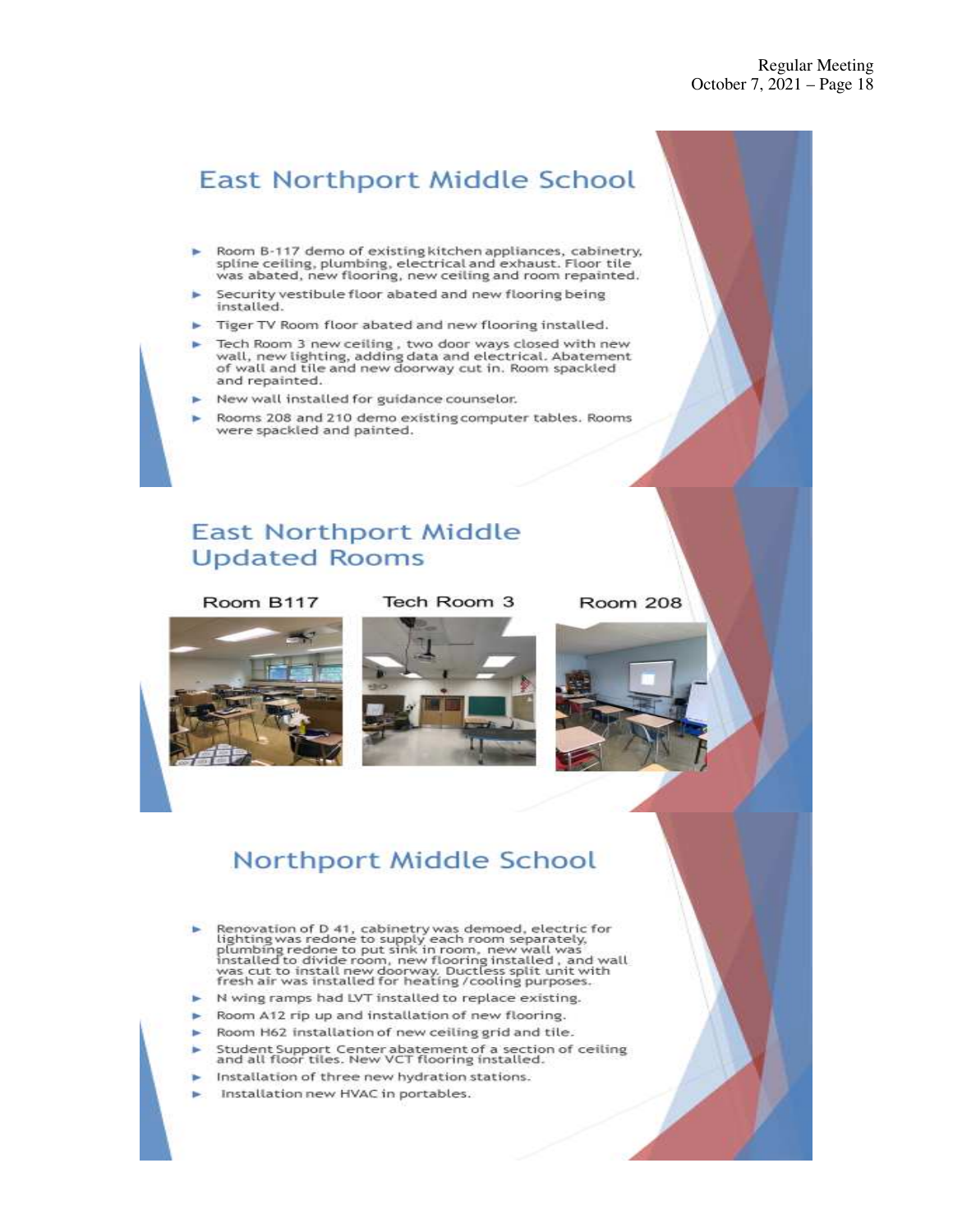## East Northport Middle School

- Room B-117 demo of existing kitchen appliances, cabinetry, spline ceiling, plumbing, electrical and exhaust. Floor tile was abated, new flooring, new ceiling and room repainted.
- Security vestibule floor abated and new flooring being installed.
- Tiger TV Room floor abated and new flooring installed.
- Tech Room 3 new ceiling , two door ways closed with new wall, new lighting, adding data and electrical. Abatement of wall and tile and new doorway cut in. Room spackled and repainted.
- New wall installed for guidance counselor.
- Rooms 208 and 210 demo existing computer tables. Rooms were spackled and painted.

## East Northport Middle Updated Rooms

Room B117

Tech Room 3

Room 208

## Northport Middle School

- Renovation of D 41, cabinetry was demoed, electric for lighting was redone to supply each room separately, plumbing redone to put sink in room, new wall was installed to divide room, new flooring installed , and wall was cut to install new doorway. Ductless split unit with fresh air was installed for heating / cooling purposes.
- N wing ramps had LVT installed to replace existing.
- Room A12 rip up and installation of new flooring.
- Room H62 installation of new ceiling grid and tile.
- Student Support Center abatement of a section of ceiling and all floor tiles. New VCT flooring installed.
- Installation of three new hydration stations.
- Installation new HVAC in portables.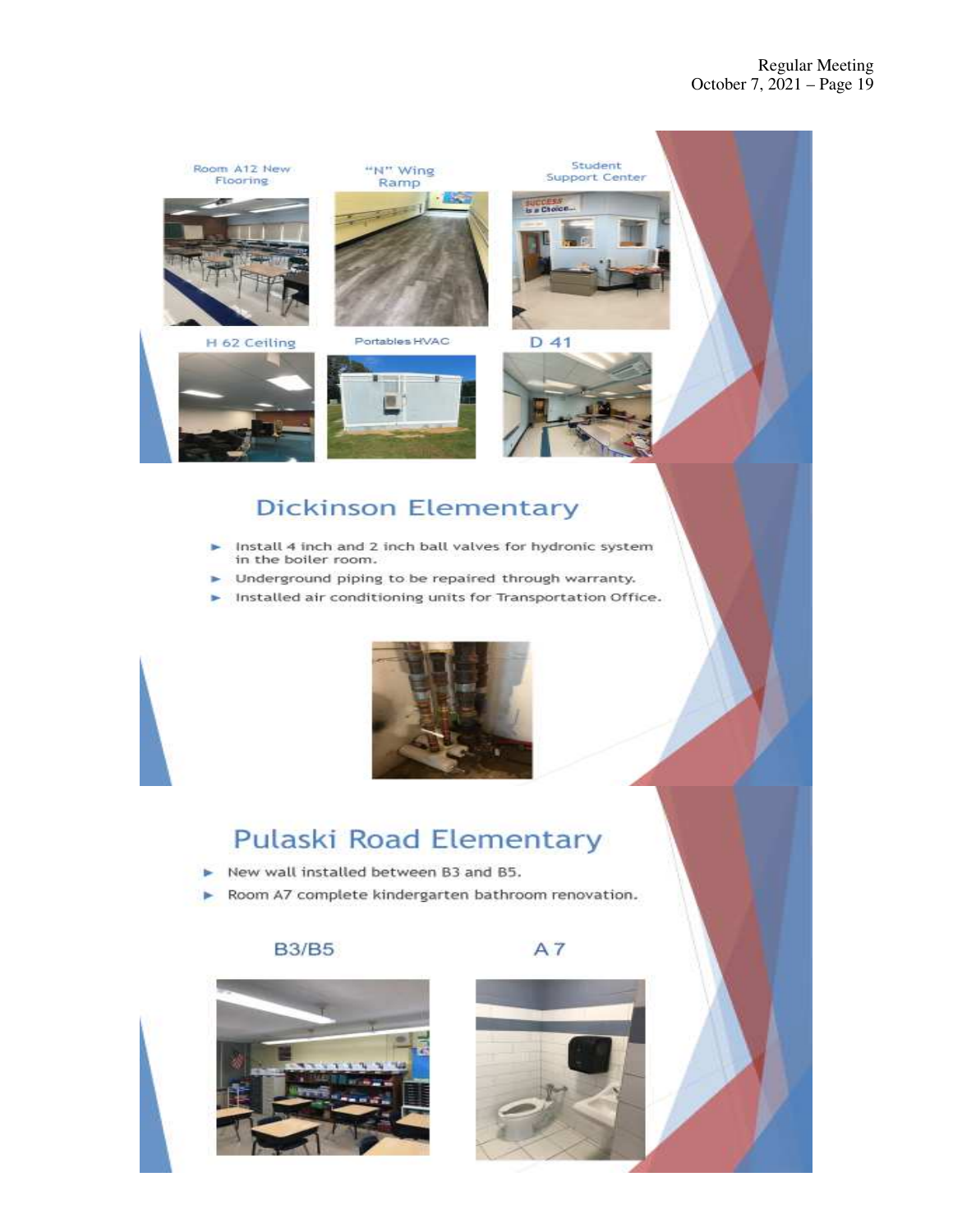Room A12 New Flooring

"N" Wing Ramp

Student Support Center

H 62 Ceiling

Portables HVAC

D 41

## Dickinson Elementary

- Install 4 inch and 2 inch ball valves for hydronic system in the boiler room.
- Underground piping to be repaired through warranty.
- Installed air conditioning units for Transportation Office.

## Pulaski Road Elementary

- New wall installed between B3 and B5.
- Room A7 complete kindergarten bathroom renovation.

B3/B5

A 7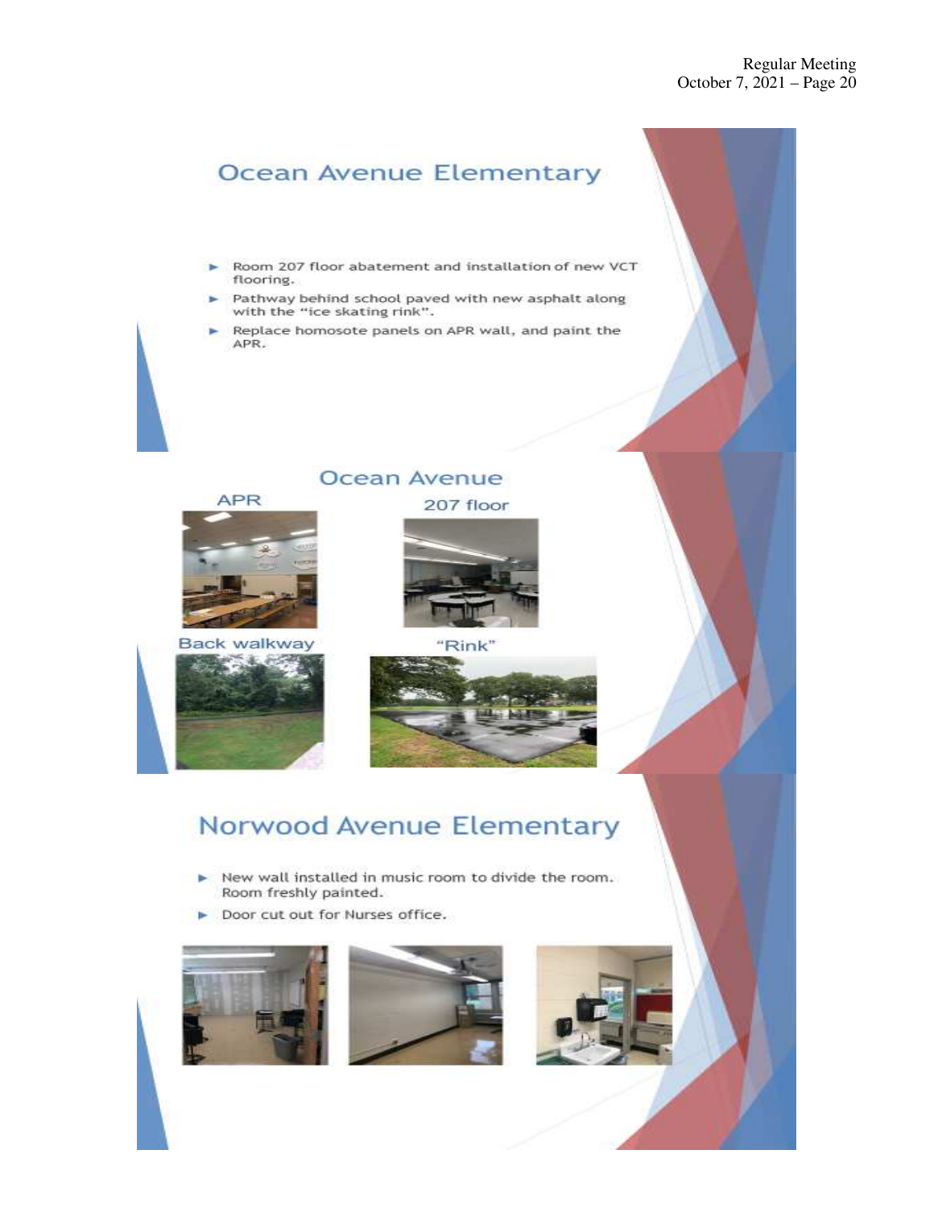## Ocean Avenue Elementary

- Room 207 floor abatement and installation of new VCT flooring.
- Pathway behind school paved with new asphalt along with the "ice skating rink".
- Replace homosote panels on APR wall, and paint the APR.

## Ocean Avenue

APR

207 floor

Back walkway

"Rink"

## Norwood Avenue Elementary

- New wall installed in music room to divide the room. Room freshly painted.
- Door cut out for Nurses office.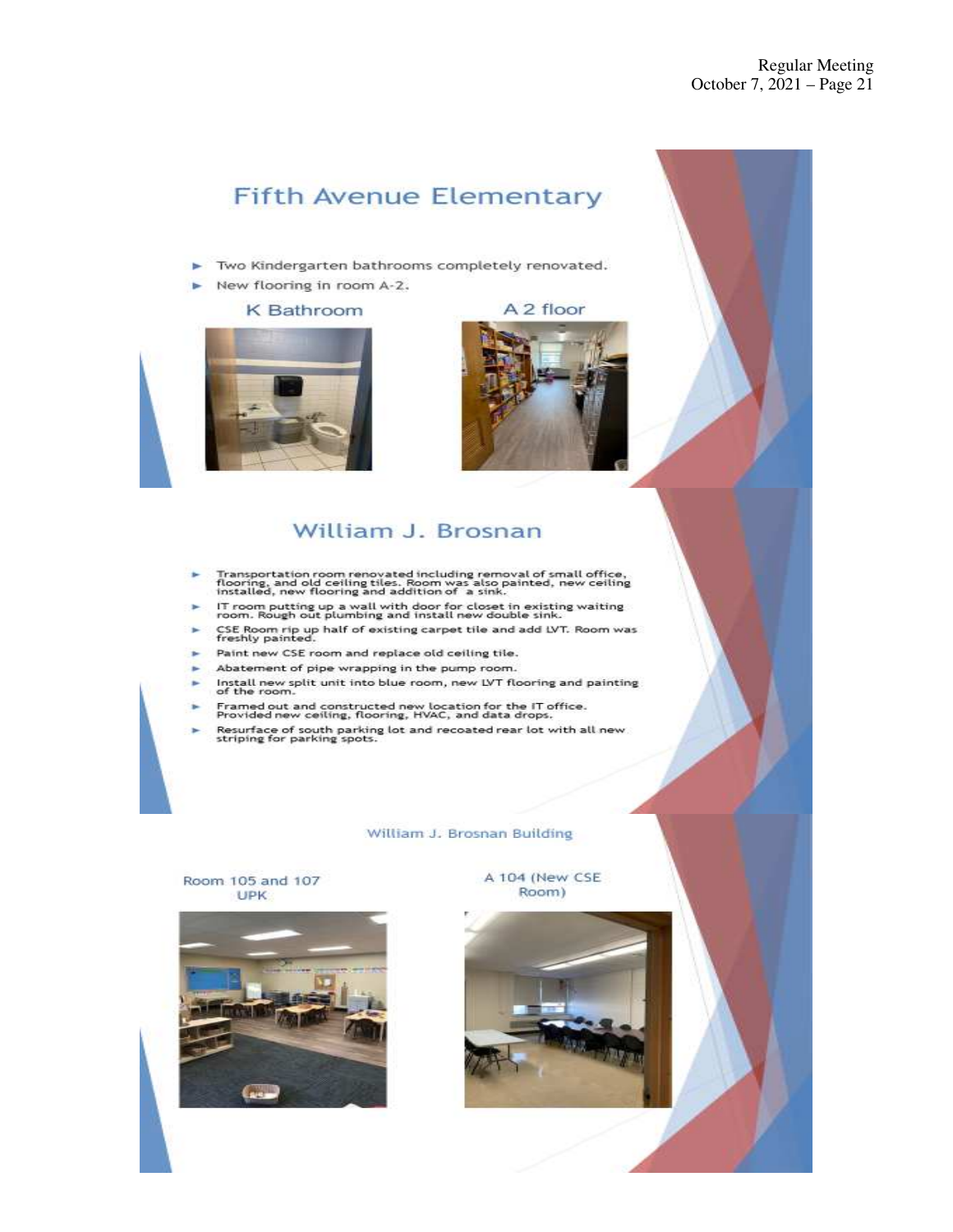## Fifth Avenue Elementary

- Two Kindergarten bathrooms completely renovated.
- New flooring in room A-2.

K Bathroom

A 2 floor

## William J. Brosnan

- Transportation room renovated including removal of small office, flooring, and old ceiling tiles. Room was also painted, new ceiling installed, new flooring and addition of a sink.
- IT room putting up a wall with door for closet in existing waiting room. Rough out plumbing and install new double sink.
- CSE Room rip up half of existing carpet tile and add LVT. Room was freshly painted.
- Paint new CSE room and replace old ceiling tile.
- Abatement of pipe wrapping in the pump room.
- Install new split unit into blue room, new LVT flooring and painting of the room.
- Framed out and constructed new location for the IT office. Provided new ceiling, flooring, HVAC, and data drops.
- Resurface of south parking lot and recoated rear lot with all new striping for parking spots.

William J. Brosnan Building

Room 105 and 107 UPK

A 104 (New CSE Room)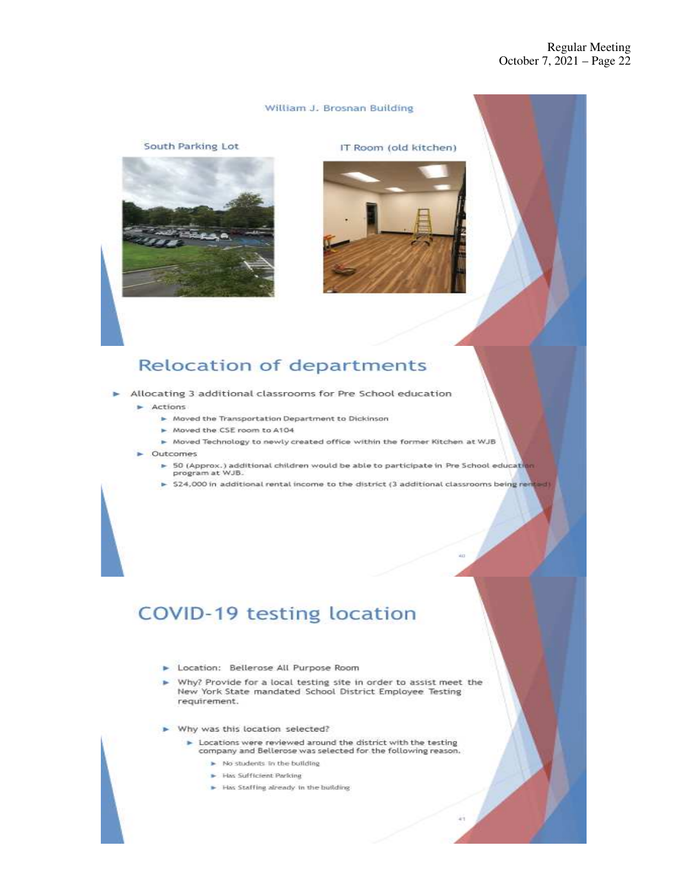## William J. Brosnan Building

South Parking Lot

IT Room (old kitchen)

## Relocation of departments

- Allocating 3 additional classrooms for Pre School education
  - Actions
    - Moved the Transportation Department to Dickinson
    - Moved the CSE room to A104
    - Moved Technology to newly created office within the former Kitchen at WJB
  - Outcomes
    - 50 (Approx.) additional children would be able to participate in Pre School education program at WJB.
    - $24,000 in additional rental income to the district (3 additional classrooms being rented)

## COVID-19 testing location

- Location: Bellerose All Purpose Room
- Why? Provide for a local testing site in order to assist meet the New York State mandated School District Employee Testing requirement.
- Why was this location selected?
  - Locations were reviewed around the district with the testing company and Bellerose was selected for the following reason.
    - No students in the building
    - Has Sufficient Parking
    - Has Staffing already in the building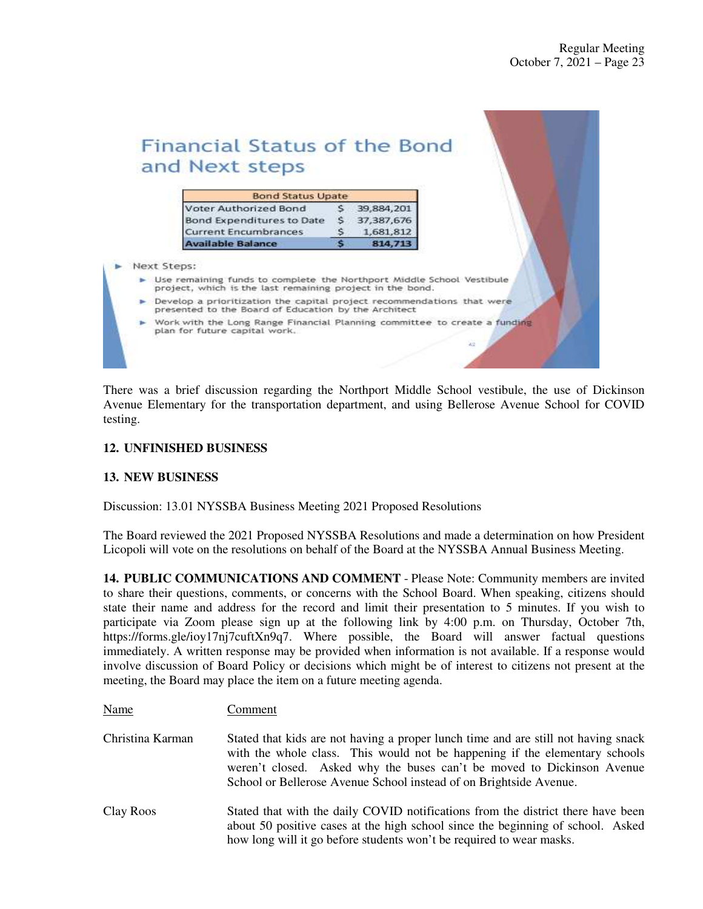## Financial Status of the Bond and Next steps

| Bond Status Upate | |
|---|---|
| Voter Authorized Bond | $ 39,884,201 |
| Bond Expenditures to Date | $ 37,387,676 |
| Current Encumbrances | $ 1,681,812 |
| **Available Balance** | **$ 814,713** |

- Next Steps:
  - Use remaining funds to complete the Northport Middle School Vestibule project, which is the last remaining project in the bond.
  - Develop a prioritization the capital project recommendations that were presented to the Board of Education by the Architect
  - Work with the Long Range Financial Planning committee to create a funding plan for future capital work.

There was a brief discussion regarding the Northport Middle School vestibule, the use of Dickinson Avenue Elementary for the transportation department, and using Bellerose Avenue School for COVID testing.

**12. UNFINISHED BUSINESS**

**13. NEW BUSINESS**

Discussion: 13.01 NYSSBA Business Meeting 2021 Proposed Resolutions

The Board reviewed the 2021 Proposed NYSSBA Resolutions and made a determination on how President Licopoli will vote on the resolutions on behalf of the Board at the NYSSBA Annual Business Meeting.

**14. PUBLIC COMMUNICATIONS AND COMMENT** - Please Note: Community members are invited to share their questions, comments, or concerns with the School Board. When speaking, citizens should state their name and address for the record and limit their presentation to 5 minutes. If you wish to participate via Zoom please sign up at the following link by 4:00 p.m. on Thursday, October 7th, https://forms.gle/ioy17nj7cuftXn9q7. Where possible, the Board will answer factual questions immediately. A written response may be provided when information is not available. If a response would involve discussion of Board Policy or decisions which might be of interest to citizens not present at the meeting, the Board may place the item on a future meeting agenda.

| Name | Comment |
|---|---|
| Christina Karman | Stated that kids are not having a proper lunch time and are still not having snack with the whole class. This would not be happening if the elementary schools weren't closed. Asked why the buses can't be moved to Dickinson Avenue School or Bellerose Avenue School instead of on Brightside Avenue. |
| Clay Roos | Stated that with the daily COVID notifications from the district there have been about 50 positive cases at the high school since the beginning of school. Asked how long will it go before students won't be required to wear masks. |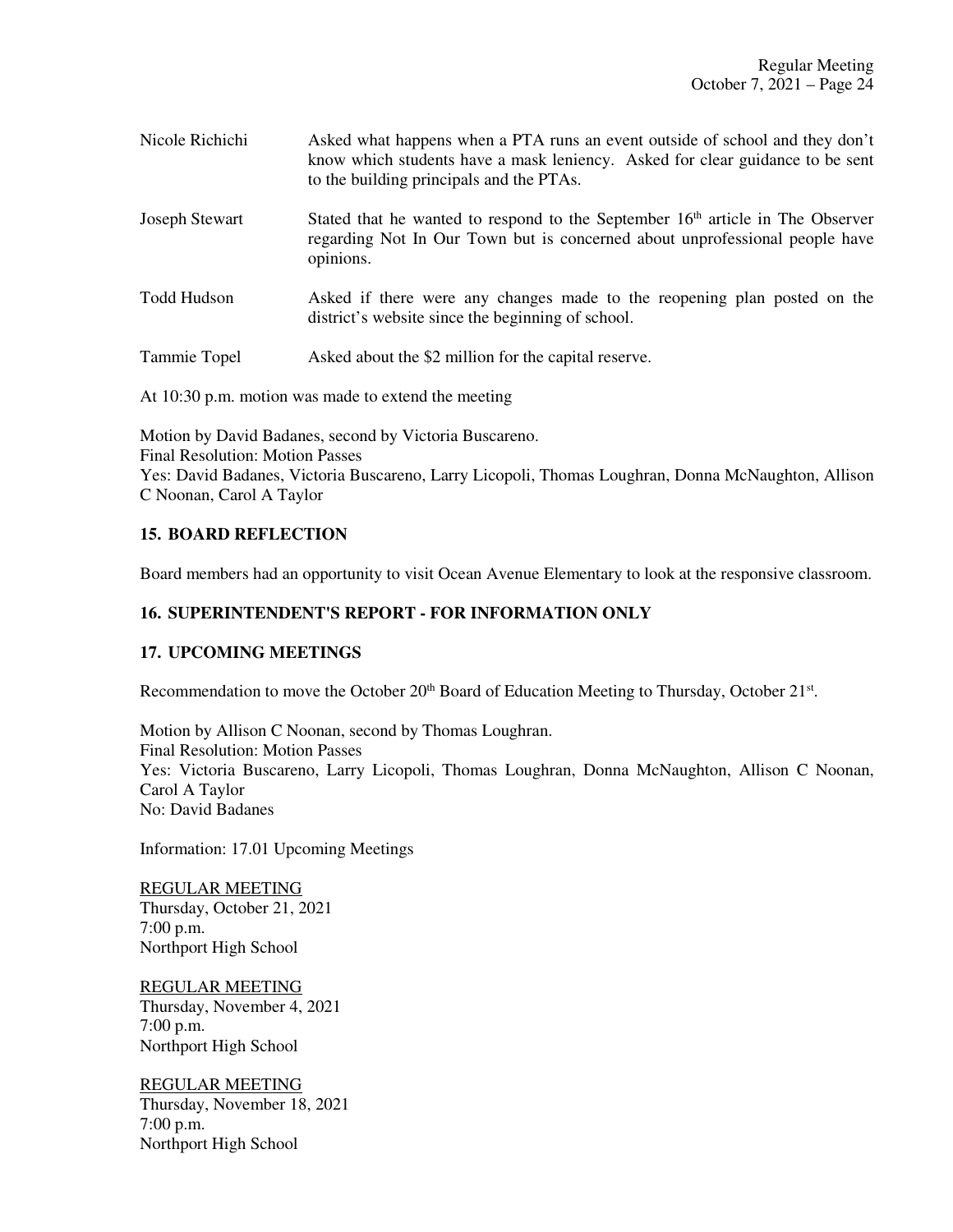| | |
|---|---|
| Nicole Richichi | Asked what happens when a PTA runs an event outside of school and they don't know which students have a mask leniency. Asked for clear guidance to be sent to the building principals and the PTAs. |
| Joseph Stewart | Stated that he wanted to respond to the September 16th article in The Observer regarding Not In Our Town but is concerned about unprofessional people have opinions. |
| Todd Hudson | Asked if there were any changes made to the reopening plan posted on the district's website since the beginning of school. |
| Tammie Topel | Asked about the $2 million for the capital reserve. |

At 10:30 p.m. motion was made to extend the meeting

Motion by David Badanes, second by Victoria Buscareno.
Final Resolution: Motion Passes
Yes: David Badanes, Victoria Buscareno, Larry Licopoli, Thomas Loughran, Donna McNaughton, Allison C Noonan, Carol A Taylor

## 15. BOARD REFLECTION

Board members had an opportunity to visit Ocean Avenue Elementary to look at the responsive classroom.

## 16. SUPERINTENDENT'S REPORT - FOR INFORMATION ONLY

## 17. UPCOMING MEETINGS

Recommendation to move the October 20th Board of Education Meeting to Thursday, October 21st.

Motion by Allison C Noonan, second by Thomas Loughran.
Final Resolution: Motion Passes
Yes: Victoria Buscareno, Larry Licopoli, Thomas Loughran, Donna McNaughton, Allison C Noonan, Carol A Taylor
No: David Badanes

Information: 17.01 Upcoming Meetings

REGULAR MEETING
Thursday, October 21, 2021
7:00 p.m.
Northport High School

REGULAR MEETING
Thursday, November 4, 2021
7:00 p.m.
Northport High School

REGULAR MEETING
Thursday, November 18, 2021
7:00 p.m.
Northport High School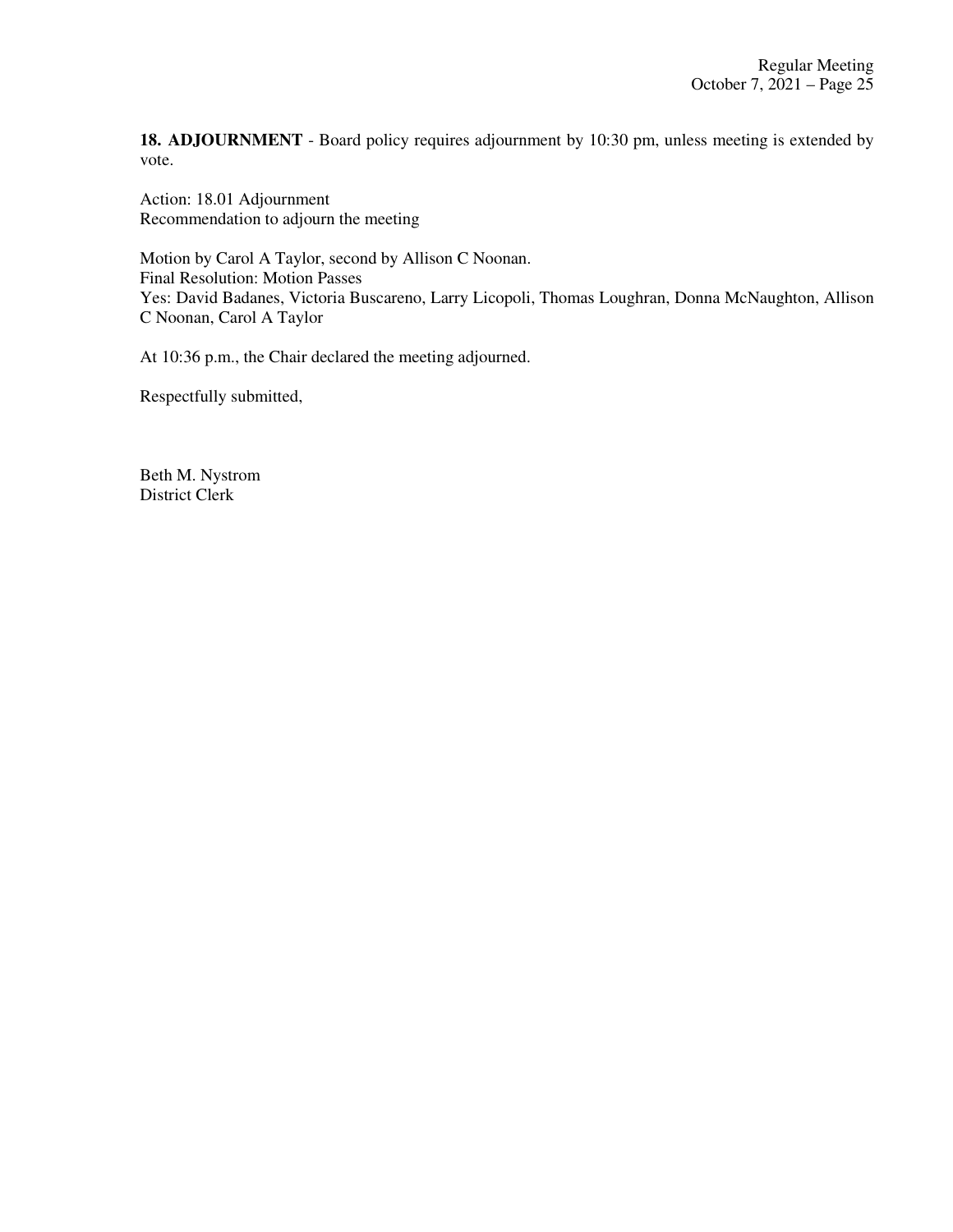**18. ADJOURNMENT** - Board policy requires adjournment by 10:30 pm, unless meeting is extended by vote.

Action: 18.01 Adjournment
Recommendation to adjourn the meeting

Motion by Carol A Taylor, second by Allison C Noonan.
Final Resolution: Motion Passes
Yes: David Badanes, Victoria Buscareno, Larry Licopoli, Thomas Loughran, Donna McNaughton, Allison C Noonan, Carol A Taylor

At 10:36 p.m., the Chair declared the meeting adjourned.

Respectfully submitted,

Beth M. Nystrom
District Clerk